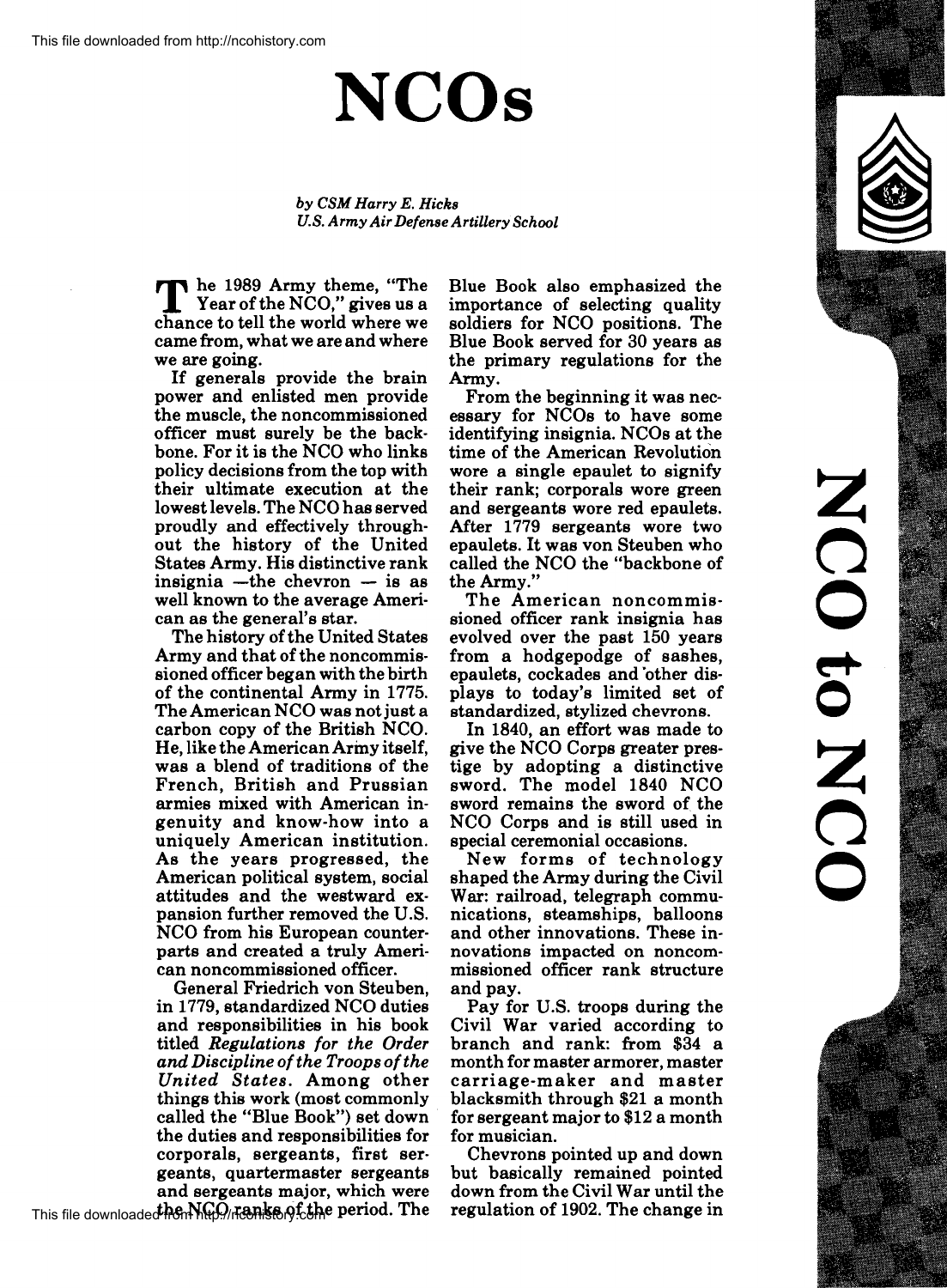# NCOs

*by CSM Harry E. Hicks*
*U.S. Army Air Defense Artillery School*

The 1989 Army theme, "The Year of the NCO," gives us a chance to tell the world where we came from, what we are and where we are going.

If generals provide the brain power and enlisted men provide the muscle, the noncommissioned officer must surely be the backbone. For it is the NCO who links policy decisions from the top with their ultimate execution at the lowest levels. The NCO has served proudly and effectively throughout the history of the United States Army. His distinctive rank insignia —the chevron — is as well known to the average American as the general's star.

The history of the United States Army and that of the noncommissioned officer began with the birth of the continental Army in 1775. The American NCO was not just a carbon copy of the British NCO. He, like the American Army itself, was a blend of traditions of the French, British and Prussian armies mixed with American ingenuity and know-how into a uniquely American institution. As the years progressed, the American political system, social attitudes and the westward expansion further removed the U.S. NCO from his European counterparts and created a truly American noncommissioned officer.

General Friedrich von Steuben, in 1779, standardized NCO duties and responsibilities in his book titled *Regulations for the Order and Discipline of the Troops of the United States*. Among other things this work (most commonly called the "Blue Book") set down the duties and responsibilities for corporals, sergeants, first sergeants, quartermaster sergeants and sergeants major, which were the NCO ranks of the period. The Blue Book also emphasized the importance of selecting quality soldiers for NCO positions. The Blue Book served for 30 years as the primary regulations for the Army.

From the beginning it was necessary for NCOs to have some identifying insignia. NCOs at the time of the American Revolution wore a single epaulet to signify their rank; corporals wore green and sergeants wore red epaulets. After 1779 sergeants wore two epaulets. It was von Steuben who called the NCO the "backbone of the Army."

The American noncommissioned officer rank insignia has evolved over the past 150 years from a hodgepodge of sashes, epaulets, cockades and other displays to today's limited set of standardized, stylized chevrons.

In 1840, an effort was made to give the NCO Corps greater prestige by adopting a distinctive sword. The model 1840 NCO sword remains the sword of the NCO Corps and is still used in special ceremonial occasions.

New forms of technology shaped the Army during the Civil War: railroad, telegraph communications, steamships, balloons and other innovations. These innovations impacted on noncommissioned officer rank structure and pay.

Pay for U.S. troops during the Civil War varied according to branch and rank: from $34 a month for master armorer, master carriage-maker and master blacksmith through $21 a month for sergeant major to $12 a month for musician.

Chevrons pointed up and down but basically remained pointed down from the Civil War until the regulation of 1902. The change in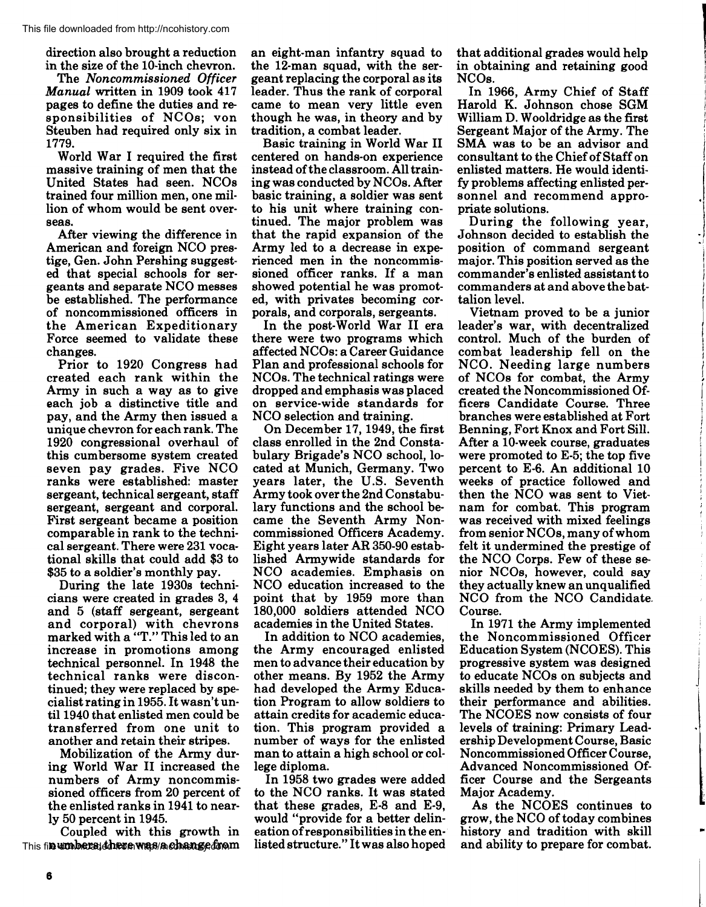direction also brought a reduction in the size of the 10-inch chevron.

The *Noncommissioned Officer Manual* written in 1909 took 417 pages to define the duties and responsibilities of NCOs; von Steuben had required only six in 1779.

World War I required the first massive training of men that the United States had seen. NCOs trained four million men, one million of whom would be sent overseas.

After viewing the difference in American and foreign NCO prestige, Gen. John Pershing suggested that special schools for sergeants and separate NCO messes be established. The performance of noncommissioned officers in the American Expeditionary Force seemed to validate these changes.

Prior to 1920 Congress had created each rank within the Army in such a way as to give each job a distinctive title and pay, and the Army then issued a unique chevron for each rank. The 1920 congressional overhaul of this cumbersome system created seven pay grades. Five NCO ranks were established: master sergeant, technical sergeant, staff sergeant, sergeant and corporal. First sergeant became a position comparable in rank to the technical sergeant. There were 231 vocational skills that could add $3 to $35 to a soldier's monthly pay.

During the late 1930s technicians were created in grades 3, 4 and 5 (staff sergeant, sergeant and corporal) with chevrons marked with a "T." This led to an increase in promotions among technical personnel. In 1948 the technical ranks were discontinued; they were replaced by specialist rating in 1955. It wasn't until 1940 that enlisted men could be transferred from one unit to another and retain their stripes.

Mobilization of the Army during World War II increased the numbers of Army noncommissioned officers from 20 percent of the enlisted ranks in 1941 to nearly 50 percent in 1945.

Coupled with this growth in numbers, there was a change from an eight-man infantry squad to the 12-man squad, with the sergeant replacing the corporal as its leader. Thus the rank of corporal came to mean very little even though he was, in theory and by tradition, a combat leader.

Basic training in World War II centered on hands-on experience instead of the classroom. All training was conducted by NCOs. After basic training, a soldier was sent to his unit where training continued. The major problem was that the rapid expansion of the Army led to a decrease in experienced men in the noncommissioned officer ranks. If a man showed potential he was promoted, with privates becoming corporals, and corporals, sergeants.

In the post-World War II era there were two programs which affected NCOs: a Career Guidance Plan and professional schools for NCOs. The technical ratings were dropped and emphasis was placed on service-wide standards for NCO selection and training.

On December 17, 1949, the first class enrolled in the 2nd Constabulary Brigade's NCO school, located at Munich, Germany. Two years later, the U.S. Seventh Army took over the 2nd Constabulary functions and the school became the Seventh Army Noncommissioned Officers Academy. Eight years later AR 350-90 established Armywide standards for NCO academies. Emphasis on NCO education increased to the point that by 1959 more than 180,000 soldiers attended NCO academies in the United States.

In addition to NCO academies, the Army encouraged enlisted men to advance their education by other means. By 1952 the Army had developed the Army Education Program to allow soldiers to attain credits for academic education. This program provided a number of ways for the enlisted man to attain a high school or college diploma.

In 1958 two grades were added to the NCO ranks. It was stated that these grades, E-8 and E-9, would "provide for a better delineation of responsibilities in the enlisted structure." It was also hoped that additional grades would help in obtaining and retaining good NCOs.

In 1966, Army Chief of Staff Harold K. Johnson chose SGM William D. Wooldridge as the first Sergeant Major of the Army. The SMA was to be an advisor and consultant to the Chief of Staff on enlisted matters. He would identify problems affecting enlisted personnel and recommend appropriate solutions.

During the following year, Johnson decided to establish the position of command sergeant major. This position served as the commander's enlisted assistant to commanders at and above the battalion level.

Vietnam proved to be a junior leader's war, with decentralized control. Much of the burden of combat leadership fell on the NCO. Needing large numbers of NCOs for combat, the Army created the Noncommissioned Officers Candidate Course. Three branches were established at Fort Benning, Fort Knox and Fort Sill. After a 10-week course, graduates were promoted to E-5; the top five percent to E-6. An additional 10 weeks of practice followed and then the NCO was sent to Vietnam for combat. This program was received with mixed feelings from senior NCOs, many of whom felt it undermined the prestige of the NCO Corps. Few of these senior NCOs, however, could say they actually knew an unqualified NCO from the NCO Candidate Course.

In 1971 the Army implemented the Noncommissioned Officer Education System (NCOES). This progressive system was designed to educate NCOs on subjects and skills needed by them to enhance their performance and abilities. The NCOES now consists of four levels of training: Primary Leadership Development Course, Basic Noncommissioned Officer Course, Advanced Noncommissioned Officer Course and the Sergeants Major Academy.

As the NCOES continues to grow, the NCO of today combines history and tradition with skill and ability to prepare for combat.